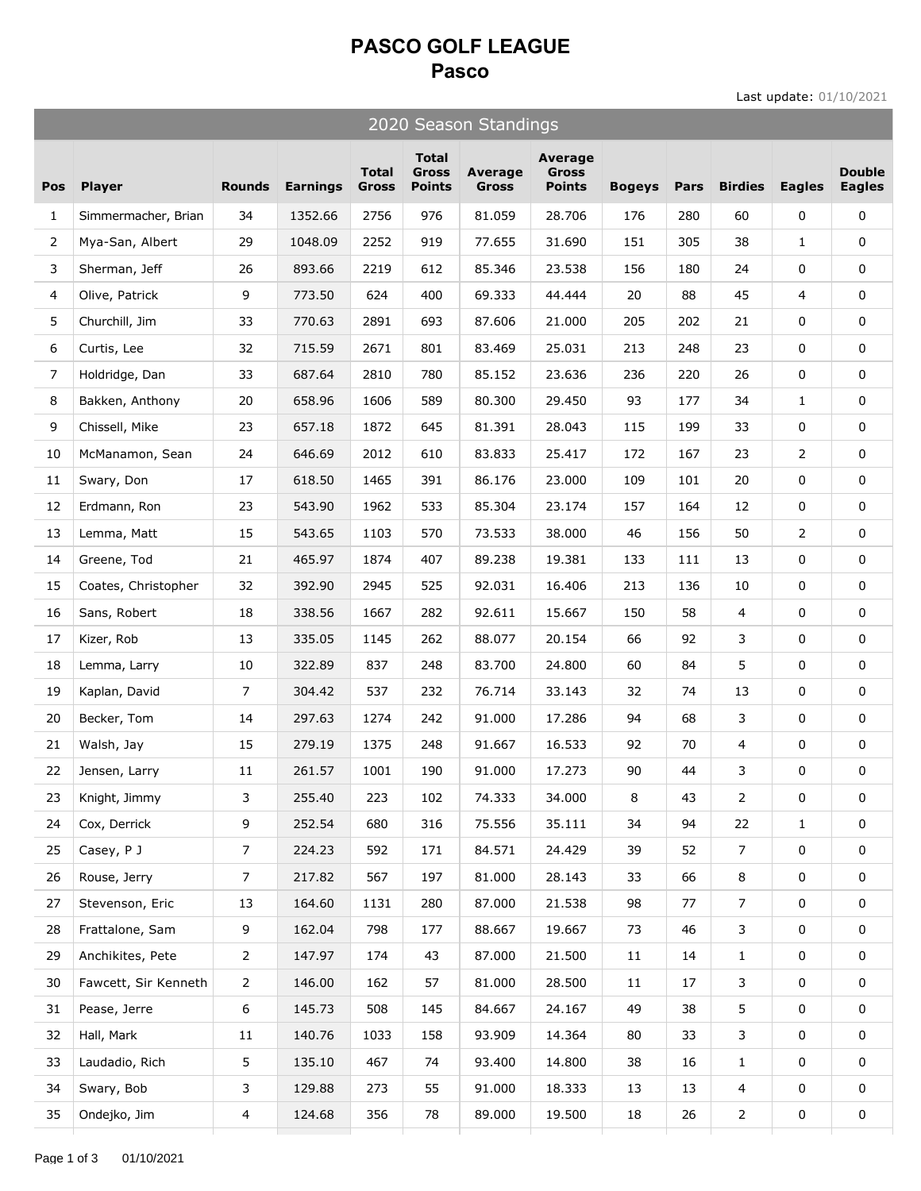# PASCO GOLF LEAGUE

## Pasco

Last update: 01/10/2021

### 2020 Season Standings

| Pos | Player | Rounds | Earnings | Total Gross | Total Gross Points | Average Gross | Average Gross Points | Bogeys | Pars | Birdies | Eagles | Double Eagles |
|---|---|---|---|---|---|---|---|---|---|---|---|---|
| 1 | Simmermacher, Brian | 34 | 1352.66 | 2756 | 976 | 81.059 | 28.706 | 176 | 280 | 60 | 0 | 0 |
| 2 | Mya-San, Albert | 29 | 1048.09 | 2252 | 919 | 77.655 | 31.690 | 151 | 305 | 38 | 1 | 0 |
| 3 | Sherman, Jeff | 26 | 893.66 | 2219 | 612 | 85.346 | 23.538 | 156 | 180 | 24 | 0 | 0 |
| 4 | Olive, Patrick | 9 | 773.50 | 624 | 400 | 69.333 | 44.444 | 20 | 88 | 45 | 4 | 0 |
| 5 | Churchill, Jim | 33 | 770.63 | 2891 | 693 | 87.606 | 21.000 | 205 | 202 | 21 | 0 | 0 |
| 6 | Curtis, Lee | 32 | 715.59 | 2671 | 801 | 83.469 | 25.031 | 213 | 248 | 23 | 0 | 0 |
| 7 | Holdridge, Dan | 33 | 687.64 | 2810 | 780 | 85.152 | 23.636 | 236 | 220 | 26 | 0 | 0 |
| 8 | Bakken, Anthony | 20 | 658.96 | 1606 | 589 | 80.300 | 29.450 | 93 | 177 | 34 | 1 | 0 |
| 9 | Chissell, Mike | 23 | 657.18 | 1872 | 645 | 81.391 | 28.043 | 115 | 199 | 33 | 0 | 0 |
| 10 | McManamon, Sean | 24 | 646.69 | 2012 | 610 | 83.833 | 25.417 | 172 | 167 | 23 | 2 | 0 |
| 11 | Swary, Don | 17 | 618.50 | 1465 | 391 | 86.176 | 23.000 | 109 | 101 | 20 | 0 | 0 |
| 12 | Erdmann, Ron | 23 | 543.90 | 1962 | 533 | 85.304 | 23.174 | 157 | 164 | 12 | 0 | 0 |
| 13 | Lemma, Matt | 15 | 543.65 | 1103 | 570 | 73.533 | 38.000 | 46 | 156 | 50 | 2 | 0 |
| 14 | Greene, Tod | 21 | 465.97 | 1874 | 407 | 89.238 | 19.381 | 133 | 111 | 13 | 0 | 0 |
| 15 | Coates, Christopher | 32 | 392.90 | 2945 | 525 | 92.031 | 16.406 | 213 | 136 | 10 | 0 | 0 |
| 16 | Sans, Robert | 18 | 338.56 | 1667 | 282 | 92.611 | 15.667 | 150 | 58 | 4 | 0 | 0 |
| 17 | Kizer, Rob | 13 | 335.05 | 1145 | 262 | 88.077 | 20.154 | 66 | 92 | 3 | 0 | 0 |
| 18 | Lemma, Larry | 10 | 322.89 | 837 | 248 | 83.700 | 24.800 | 60 | 84 | 5 | 0 | 0 |
| 19 | Kaplan, David | 7 | 304.42 | 537 | 232 | 76.714 | 33.143 | 32 | 74 | 13 | 0 | 0 |
| 20 | Becker, Tom | 14 | 297.63 | 1274 | 242 | 91.000 | 17.286 | 94 | 68 | 3 | 0 | 0 |
| 21 | Walsh, Jay | 15 | 279.19 | 1375 | 248 | 91.667 | 16.533 | 92 | 70 | 4 | 0 | 0 |
| 22 | Jensen, Larry | 11 | 261.57 | 1001 | 190 | 91.000 | 17.273 | 90 | 44 | 3 | 0 | 0 |
| 23 | Knight, Jimmy | 3 | 255.40 | 223 | 102 | 74.333 | 34.000 | 8 | 43 | 2 | 0 | 0 |
| 24 | Cox, Derrick | 9 | 252.54 | 680 | 316 | 75.556 | 35.111 | 34 | 94 | 22 | 1 | 0 |
| 25 | Casey, P J | 7 | 224.23 | 592 | 171 | 84.571 | 24.429 | 39 | 52 | 7 | 0 | 0 |
| 26 | Rouse, Jerry | 7 | 217.82 | 567 | 197 | 81.000 | 28.143 | 33 | 66 | 8 | 0 | 0 |
| 27 | Stevenson, Eric | 13 | 164.60 | 1131 | 280 | 87.000 | 21.538 | 98 | 77 | 7 | 0 | 0 |
| 28 | Frattalone, Sam | 9 | 162.04 | 798 | 177 | 88.667 | 19.667 | 73 | 46 | 3 | 0 | 0 |
| 29 | Anchikites, Pete | 2 | 147.97 | 174 | 43 | 87.000 | 21.500 | 11 | 14 | 1 | 0 | 0 |
| 30 | Fawcett, Sir Kenneth | 2 | 146.00 | 162 | 57 | 81.000 | 28.500 | 11 | 17 | 3 | 0 | 0 |
| 31 | Pease, Jerre | 6 | 145.73 | 508 | 145 | 84.667 | 24.167 | 49 | 38 | 5 | 0 | 0 |
| 32 | Hall, Mark | 11 | 140.76 | 1033 | 158 | 93.909 | 14.364 | 80 | 33 | 3 | 0 | 0 |
| 33 | Laudadio, Rich | 5 | 135.10 | 467 | 74 | 93.400 | 14.800 | 38 | 16 | 1 | 0 | 0 |
| 34 | Swary, Bob | 3 | 129.88 | 273 | 55 | 91.000 | 18.333 | 13 | 13 | 4 | 0 | 0 |
| 35 | Ondejko, Jim | 4 | 124.68 | 356 | 78 | 89.000 | 19.500 | 18 | 26 | 2 | 0 | 0 |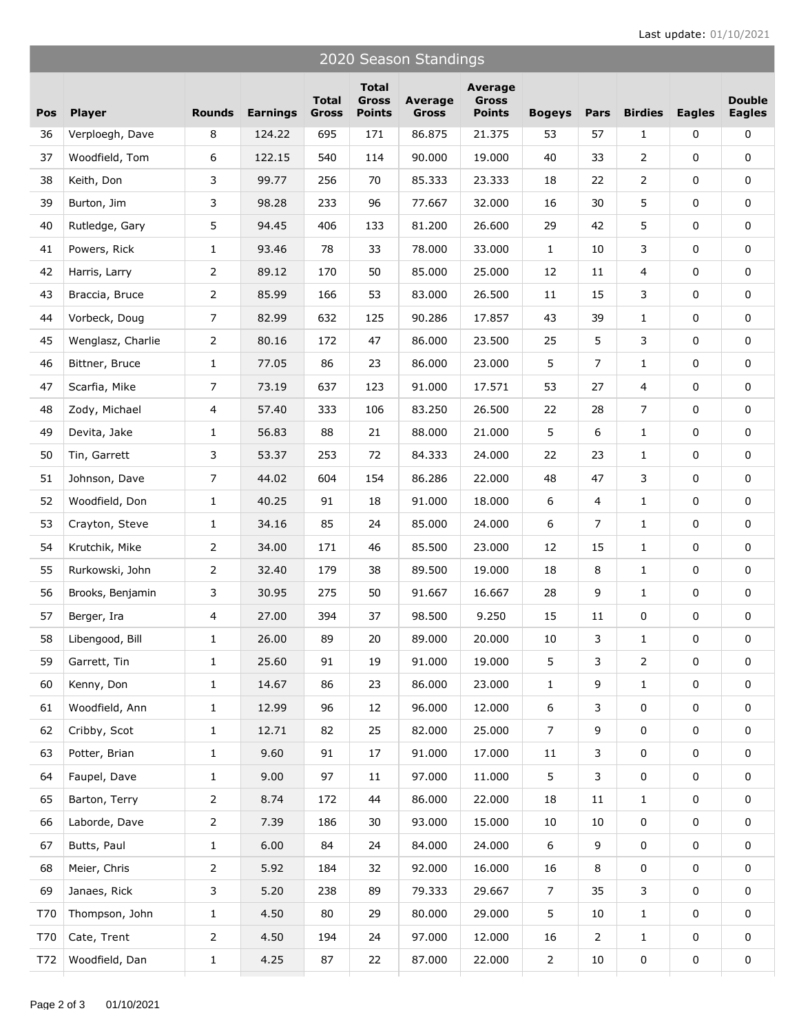Last update: 01/10/2021

## 2020 Season Standings

| Pos | Player | Rounds | Earnings | Total Gross | Total Gross Points | Average Gross | Average Gross Points | Bogeys | Pars | Birdies | Eagles | Double Eagles |
|---|---|---|---|---|---|---|---|---|---|---|---|---|
| 36 | Verploegh, Dave | 8 | 124.22 | 695 | 171 | 86.875 | 21.375 | 53 | 57 | 1 | 0 | 0 |
| 37 | Woodfield, Tom | 6 | 122.15 | 540 | 114 | 90.000 | 19.000 | 40 | 33 | 2 | 0 | 0 |
| 38 | Keith, Don | 3 | 99.77 | 256 | 70 | 85.333 | 23.333 | 18 | 22 | 2 | 0 | 0 |
| 39 | Burton, Jim | 3 | 98.28 | 233 | 96 | 77.667 | 32.000 | 16 | 30 | 5 | 0 | 0 |
| 40 | Rutledge, Gary | 5 | 94.45 | 406 | 133 | 81.200 | 26.600 | 29 | 42 | 5 | 0 | 0 |
| 41 | Powers, Rick | 1 | 93.46 | 78 | 33 | 78.000 | 33.000 | 1 | 10 | 3 | 0 | 0 |
| 42 | Harris, Larry | 2 | 89.12 | 170 | 50 | 85.000 | 25.000 | 12 | 11 | 4 | 0 | 0 |
| 43 | Braccia, Bruce | 2 | 85.99 | 166 | 53 | 83.000 | 26.500 | 11 | 15 | 3 | 0 | 0 |
| 44 | Vorbeck, Doug | 7 | 82.99 | 632 | 125 | 90.286 | 17.857 | 43 | 39 | 1 | 0 | 0 |
| 45 | Wenglasz, Charlie | 2 | 80.16 | 172 | 47 | 86.000 | 23.500 | 25 | 5 | 3 | 0 | 0 |
| 46 | Bittner, Bruce | 1 | 77.05 | 86 | 23 | 86.000 | 23.000 | 5 | 7 | 1 | 0 | 0 |
| 47 | Scarfia, Mike | 7 | 73.19 | 637 | 123 | 91.000 | 17.571 | 53 | 27 | 4 | 0 | 0 |
| 48 | Zody, Michael | 4 | 57.40 | 333 | 106 | 83.250 | 26.500 | 22 | 28 | 7 | 0 | 0 |
| 49 | Devita, Jake | 1 | 56.83 | 88 | 21 | 88.000 | 21.000 | 5 | 6 | 1 | 0 | 0 |
| 50 | Tin, Garrett | 3 | 53.37 | 253 | 72 | 84.333 | 24.000 | 22 | 23 | 1 | 0 | 0 |
| 51 | Johnson, Dave | 7 | 44.02 | 604 | 154 | 86.286 | 22.000 | 48 | 47 | 3 | 0 | 0 |
| 52 | Woodfield, Don | 1 | 40.25 | 91 | 18 | 91.000 | 18.000 | 6 | 4 | 1 | 0 | 0 |
| 53 | Crayton, Steve | 1 | 34.16 | 85 | 24 | 85.000 | 24.000 | 6 | 7 | 1 | 0 | 0 |
| 54 | Krutchik, Mike | 2 | 34.00 | 171 | 46 | 85.500 | 23.000 | 12 | 15 | 1 | 0 | 0 |
| 55 | Rurkowski, John | 2 | 32.40 | 179 | 38 | 89.500 | 19.000 | 18 | 8 | 1 | 0 | 0 |
| 56 | Brooks, Benjamin | 3 | 30.95 | 275 | 50 | 91.667 | 16.667 | 28 | 9 | 1 | 0 | 0 |
| 57 | Berger, Ira | 4 | 27.00 | 394 | 37 | 98.500 | 9.250 | 15 | 11 | 0 | 0 | 0 |
| 58 | Libengood, Bill | 1 | 26.00 | 89 | 20 | 89.000 | 20.000 | 10 | 3 | 1 | 0 | 0 |
| 59 | Garrett, Tin | 1 | 25.60 | 91 | 19 | 91.000 | 19.000 | 5 | 3 | 2 | 0 | 0 |
| 60 | Kenny, Don | 1 | 14.67 | 86 | 23 | 86.000 | 23.000 | 1 | 9 | 1 | 0 | 0 |
| 61 | Woodfield, Ann | 1 | 12.99 | 96 | 12 | 96.000 | 12.000 | 6 | 3 | 0 | 0 | 0 |
| 62 | Cribby, Scot | 1 | 12.71 | 82 | 25 | 82.000 | 25.000 | 7 | 9 | 0 | 0 | 0 |
| 63 | Potter, Brian | 1 | 9.60 | 91 | 17 | 91.000 | 17.000 | 11 | 3 | 0 | 0 | 0 |
| 64 | Faupel, Dave | 1 | 9.00 | 97 | 11 | 97.000 | 11.000 | 5 | 3 | 0 | 0 | 0 |
| 65 | Barton, Terry | 2 | 8.74 | 172 | 44 | 86.000 | 22.000 | 18 | 11 | 1 | 0 | 0 |
| 66 | Laborde, Dave | 2 | 7.39 | 186 | 30 | 93.000 | 15.000 | 10 | 10 | 0 | 0 | 0 |
| 67 | Butts, Paul | 1 | 6.00 | 84 | 24 | 84.000 | 24.000 | 6 | 9 | 0 | 0 | 0 |
| 68 | Meier, Chris | 2 | 5.92 | 184 | 32 | 92.000 | 16.000 | 16 | 8 | 0 | 0 | 0 |
| 69 | Janaes, Rick | 3 | 5.20 | 238 | 89 | 79.333 | 29.667 | 7 | 35 | 3 | 0 | 0 |
| T70 | Thompson, John | 1 | 4.50 | 80 | 29 | 80.000 | 29.000 | 5 | 10 | 1 | 0 | 0 |
| T70 | Cate, Trent | 2 | 4.50 | 194 | 24 | 97.000 | 12.000 | 16 | 2 | 1 | 0 | 0 |
| T72 | Woodfield, Dan | 1 | 4.25 | 87 | 22 | 87.000 | 22.000 | 2 | 10 | 0 | 0 | 0 |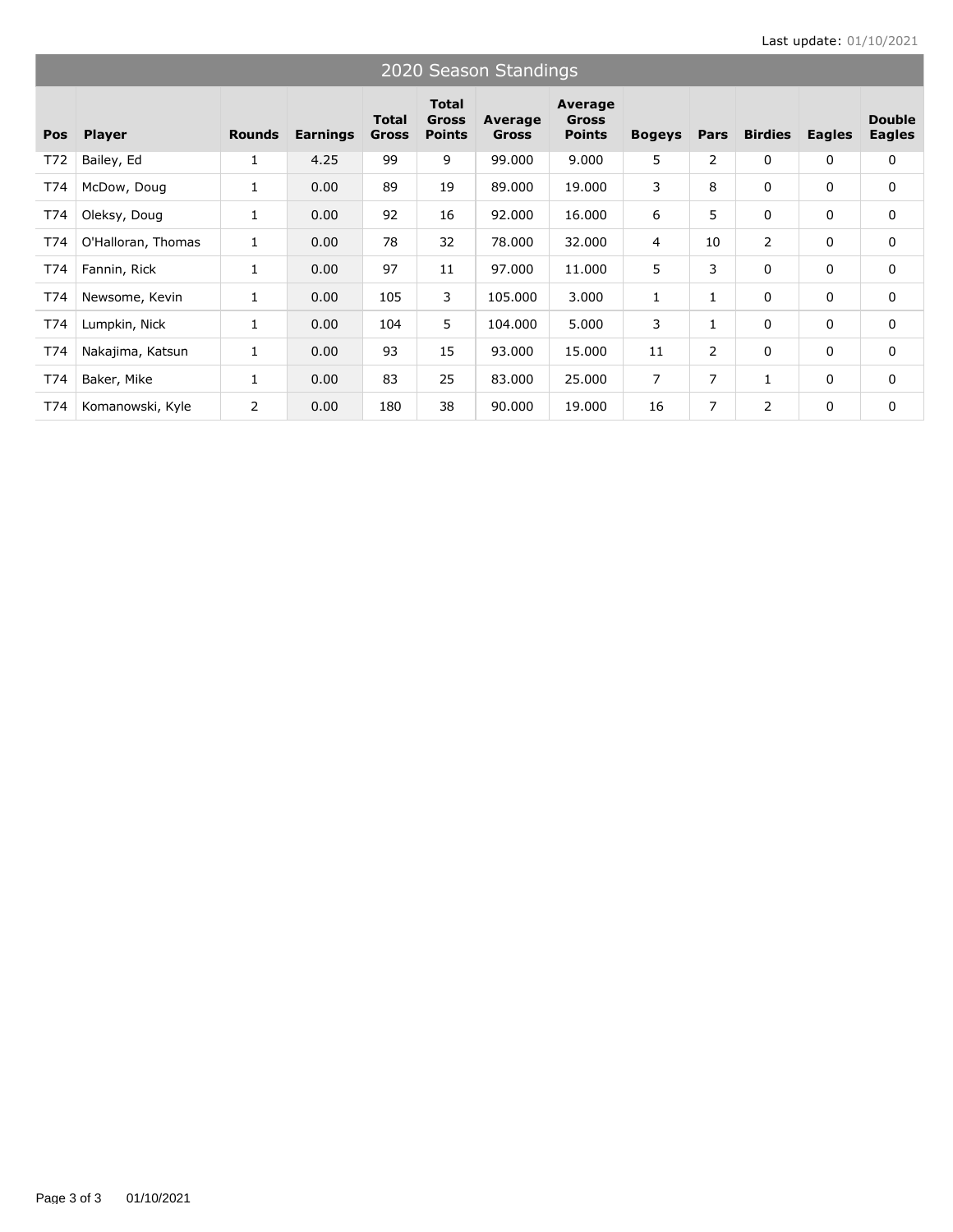Last update: 01/10/2021

## 2020 Season Standings

| Pos | Player | Rounds | Earnings | Total Gross | Total Gross Points | Average Gross | Average Gross Points | Bogeys | Pars | Birdies | Eagles | Double Eagles |
|---|---|---|---|---|---|---|---|---|---|---|---|---|
| T72 | Bailey, Ed | 1 | 4.25 | 99 | 9 | 99.000 | 9.000 | 5 | 2 | 0 | 0 | 0 |
| T74 | McDow, Doug | 1 | 0.00 | 89 | 19 | 89.000 | 19.000 | 3 | 8 | 0 | 0 | 0 |
| T74 | Oleksy, Doug | 1 | 0.00 | 92 | 16 | 92.000 | 16.000 | 6 | 5 | 0 | 0 | 0 |
| T74 | O'Halloran, Thomas | 1 | 0.00 | 78 | 32 | 78.000 | 32.000 | 4 | 10 | 2 | 0 | 0 |
| T74 | Fannin, Rick | 1 | 0.00 | 97 | 11 | 97.000 | 11.000 | 5 | 3 | 0 | 0 | 0 |
| T74 | Newsome, Kevin | 1 | 0.00 | 105 | 3 | 105.000 | 3.000 | 1 | 1 | 0 | 0 | 0 |
| T74 | Lumpkin, Nick | 1 | 0.00 | 104 | 5 | 104.000 | 5.000 | 3 | 1 | 0 | 0 | 0 |
| T74 | Nakajima, Katsun | 1 | 0.00 | 93 | 15 | 93.000 | 15.000 | 11 | 2 | 0 | 0 | 0 |
| T74 | Baker, Mike | 1 | 0.00 | 83 | 25 | 83.000 | 25.000 | 7 | 7 | 1 | 0 | 0 |
| T74 | Komanowski, Kyle | 2 | 0.00 | 180 | 38 | 90.000 | 19.000 | 16 | 7 | 2 | 0 | 0 |